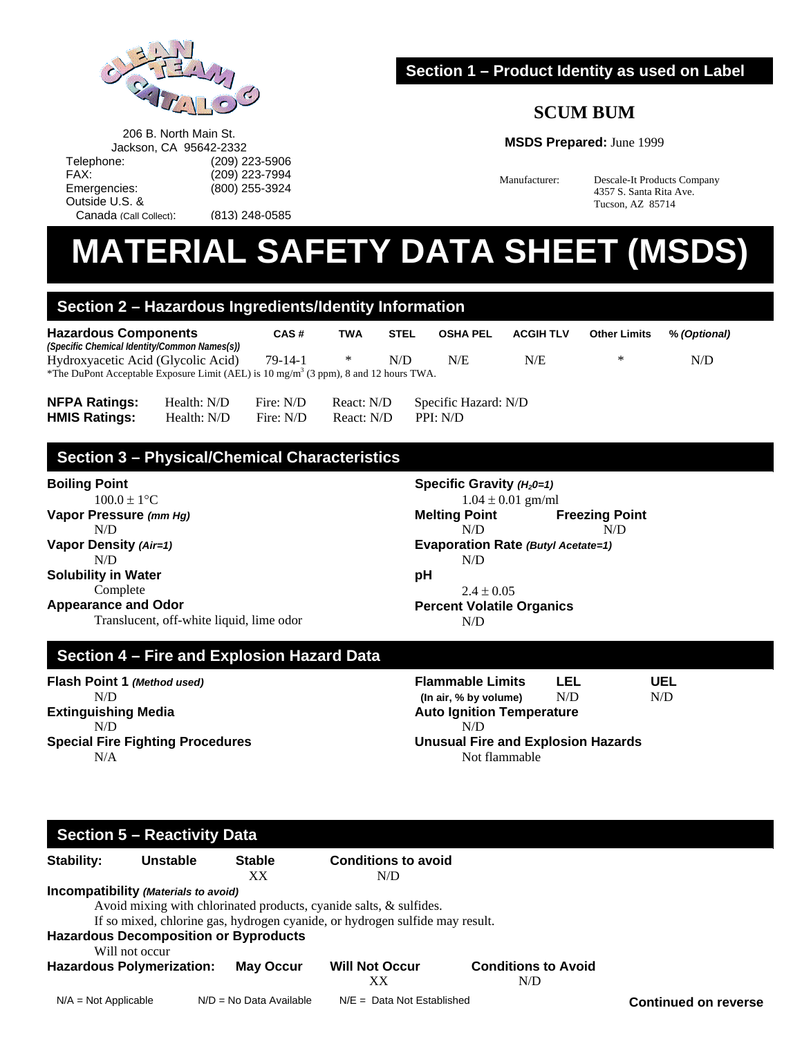206 B. North Main St.
Jackson, CA 95642-2332

| | |
|---|---|
| Telephone: | (209) 223-5906 |
| FAX: | (209) 223-7994 |
| Emergencies: | (800) 255-3924 |
| Outside U.S. & Canada (Call Collect): | (813) 248-0585 |

## Section 1 – Product Identity as used on Label

### SCUM BUM

**MSDS Prepared:** June 1999

Manufacturer: Descale-It Products Company
4357 S. Santa Rita Ave.
Tucson, AZ 85714

# MATERIAL SAFETY DATA SHEET (MSDS)

## Section 2 – Hazardous Ingredients/Identity Information

| Hazardous Components *(Specific Chemical Identity/Common Names(s))* | CAS # | TWA | STEL | OSHA PEL | ACGIH TLV | Other Limits | % *(Optional)* |
|---|---|---|---|---|---|---|---|
| Hydroxyacetic Acid (Glycolic Acid) | 79-14-1 | * | N/D | N/E | N/E | * | N/D |

*The DuPont Acceptable Exposure Limit (AEL) is 10 mg/m$^3$ (3 ppm), 8 and 12 hours TWA.

| | | | | |
|---|---|---|---|---|
| **NFPA Ratings:** | Health: N/D | Fire: N/D | React: N/D | Specific Hazard: N/D |
| **HMIS Ratings:** | Health: N/D | Fire: N/D | React: N/D | PPI: N/D |

## Section 3 – Physical/Chemical Characteristics

**Boiling Point**
100.0 ± 1°C

**Vapor Pressure** ***(mm Hg)***
N/D

**Vapor Density** ***(Air=1)***
N/D

**Solubility in Water**
Complete

**Appearance and Odor**
Translucent, off-white liquid, lime odor

**Specific Gravity** ***($H_20$=1)***
1.04 ± 0.01 gm/ml

**Melting Point**
N/D

**Freezing Point**
N/D

**Evaporation Rate** ***(Butyl Acetate=1)***
N/D

**pH**
2.4 ± 0.05

**Percent Volatile Organics**
N/D

## Section 4 – Fire and Explosion Hazard Data

**Flash Point 1** ***(Method used)***
N/D

**Extinguishing Media**
N/D

**Special Fire Fighting Procedures**
N/A

**Flammable Limits (In air, % by volume)**
LEL: N/D
UEL: N/D

**Auto Ignition Temperature**
N/D

**Unusual Fire and Explosion Hazards**
Not flammable

## Section 5 – Reactivity Data

| **Stability:** | **Unstable** | **Stable** | **Conditions to avoid** |
|---|---|---|---|
| | | XX | N/D |

**Incompatibility** ***(Materials to avoid)***
Avoid mixing with chlorinated products, cyanide salts, & sulfides.
If so mixed, chlorine gas, hydrogen cyanide, or hydrogen sulfide may result.

**Hazardous Decomposition or Byproducts**
Will not occur

| **Hazardous Polymerization:** | **May Occur** | **Will Not Occur** | **Conditions to Avoid** |
|---|---|---|---|
| | | XX | N/D |

N/A = Not Applicable  N/D = No Data Available  N/E = Data Not Established

**Continued on reverse**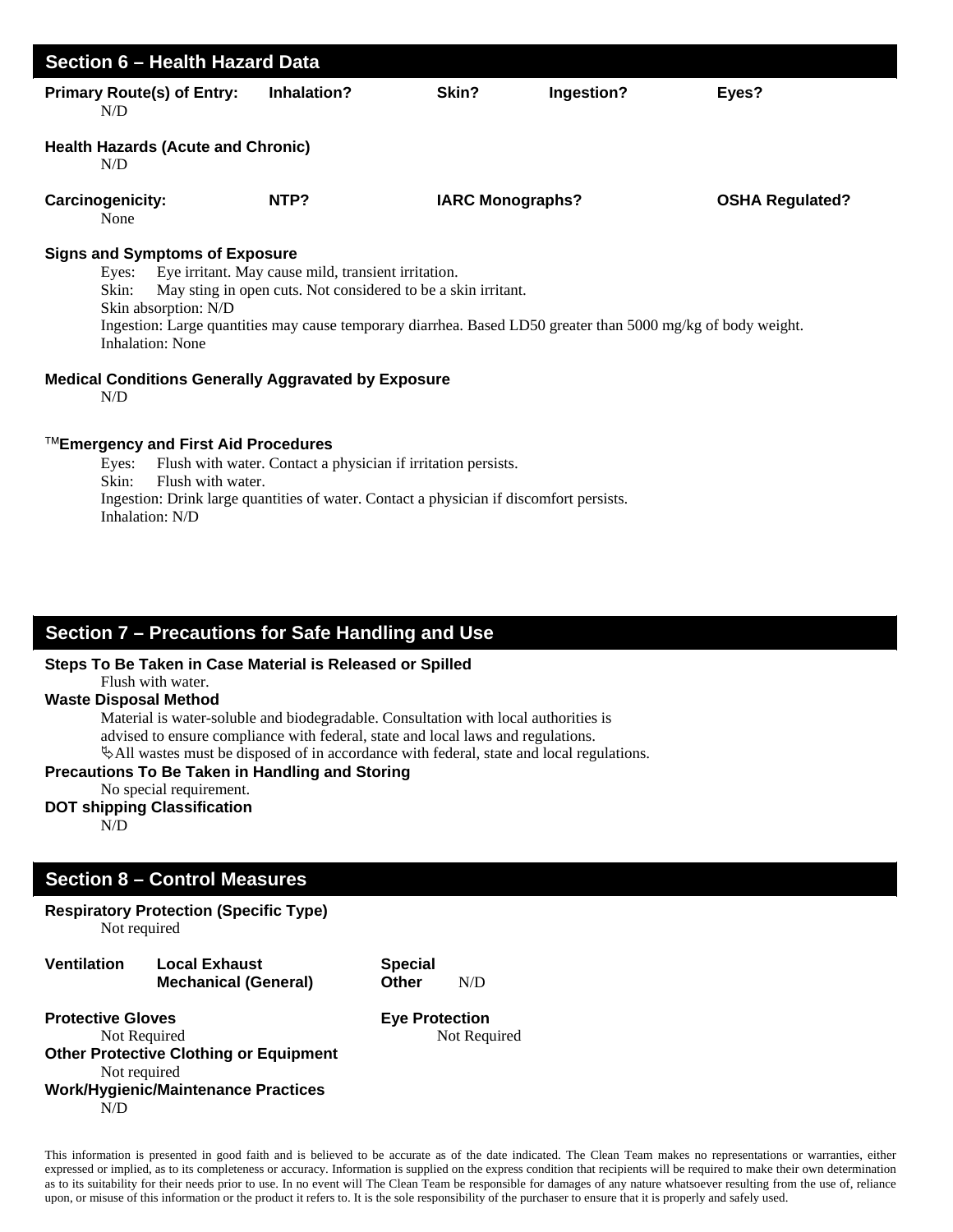## Section 6 – Health Hazard Data

| **Primary Route(s) of Entry:** | **Inhalation?** | **Skin?** | **Ingestion?** | **Eyes?** |
|---|---|---|---|---|
| N/D | | | | |

**Health Hazards (Acute and Chronic)**

N/D

| **Carcinogenicity:** | **NTP?** | **IARC Monographs?** | **OSHA Regulated?** |
|---|---|---|---|
| None | | | |

**Signs and Symptoms of Exposure**

Eyes: Eye irritant. May cause mild, transient irritation.
Skin: May sting in open cuts. Not considered to be a skin irritant.
Skin absorption: N/D
Ingestion: Large quantities may cause temporary diarrhea. Based LD50 greater than 5000 mg/kg of body weight.
Inhalation: None

**Medical Conditions Generally Aggravated by Exposure**

N/D

**™Emergency and First Aid Procedures**

Eyes: Flush with water. Contact a physician if irritation persists.
Skin: Flush with water.
Ingestion: Drink large quantities of water. Contact a physician if discomfort persists.
Inhalation: N/D

## Section 7 – Precautions for Safe Handling and Use

**Steps To Be Taken in Case Material is Released or Spilled**

Flush with water.

**Waste Disposal Method**

Material is water-soluble and biodegradable. Consultation with local authorities is advised to ensure compliance with federal, state and local laws and regulations.
All wastes must be disposed of in accordance with federal, state and local regulations.

**Precautions To Be Taken in Handling and Storing**

No special requirement.

**DOT shipping Classification**

N/D

## Section 8 – Control Measures

**Respiratory Protection (Specific Type)**

Not required

| **Ventilation** | **Local Exhaust** | **Special** | |
|---|---|---|---|
| | **Mechanical (General)** | **Other** | N/D |

**Protective Gloves**

Not Required

**Eye Protection**

Not Required

**Other Protective Clothing or Equipment**

Not required

**Work/Hygienic/Maintenance Practices**

N/D

This information is presented in good faith and is believed to be accurate as of the date indicated. The Clean Team makes no representations or warranties, either expressed or implied, as to its completeness or accuracy. Information is supplied on the express condition that recipients will be required to make their own determination as to its suitability for their needs prior to use. In no event will The Clean Team be responsible for damages of any nature whatsoever resulting from the use of, reliance upon, or misuse of this information or the product it refers to. It is the sole responsibility of the purchaser to ensure that it is properly and safely used.